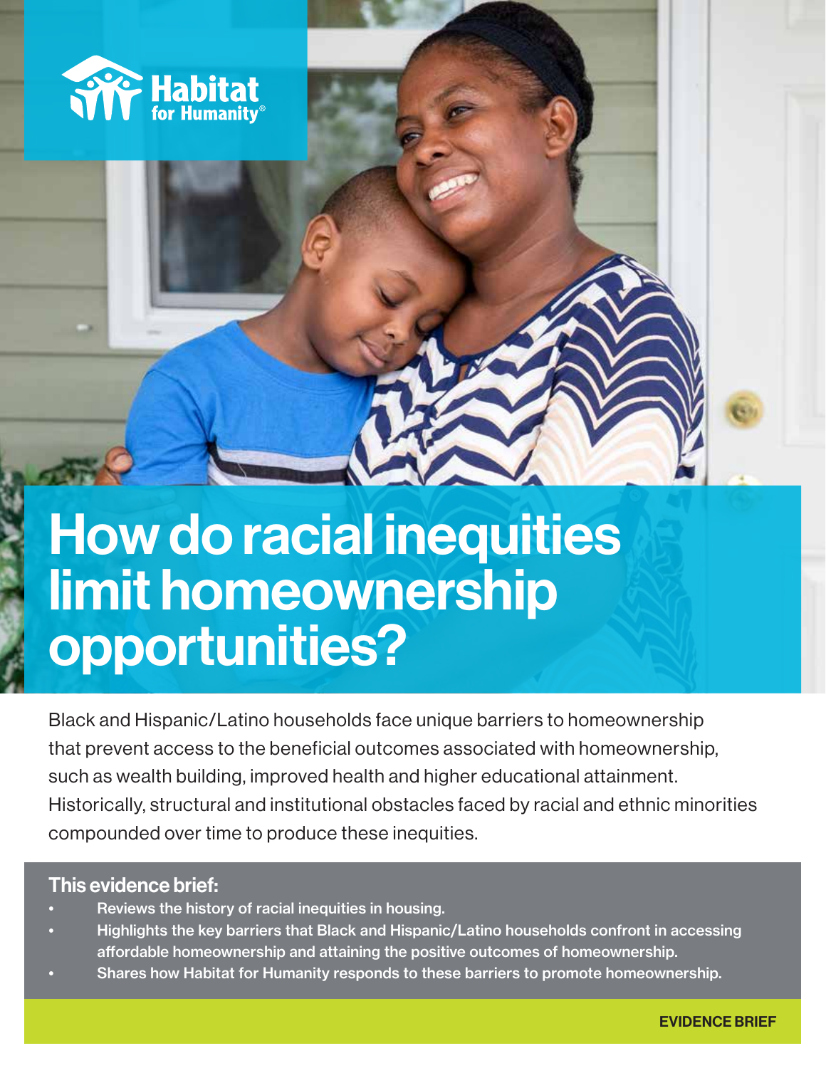Habitat for Humanity®

# How do racial inequities limit homeownership opportunities?

Black and Hispanic/Latino households face unique barriers to homeownership that prevent access to the beneficial outcomes associated with homeownership, such as wealth building, improved health and higher educational attainment. Historically, structural and institutional obstacles faced by racial and ethnic minorities compounded over time to produce these inequities.

## This evidence brief:

- Reviews the history of racial inequities in housing.
- Highlights the key barriers that Black and Hispanic/Latino households confront in accessing affordable homeownership and attaining the positive outcomes of homeownership.
- Shares how Habitat for Humanity responds to these barriers to promote homeownership.

**EVIDENCE BRIEF**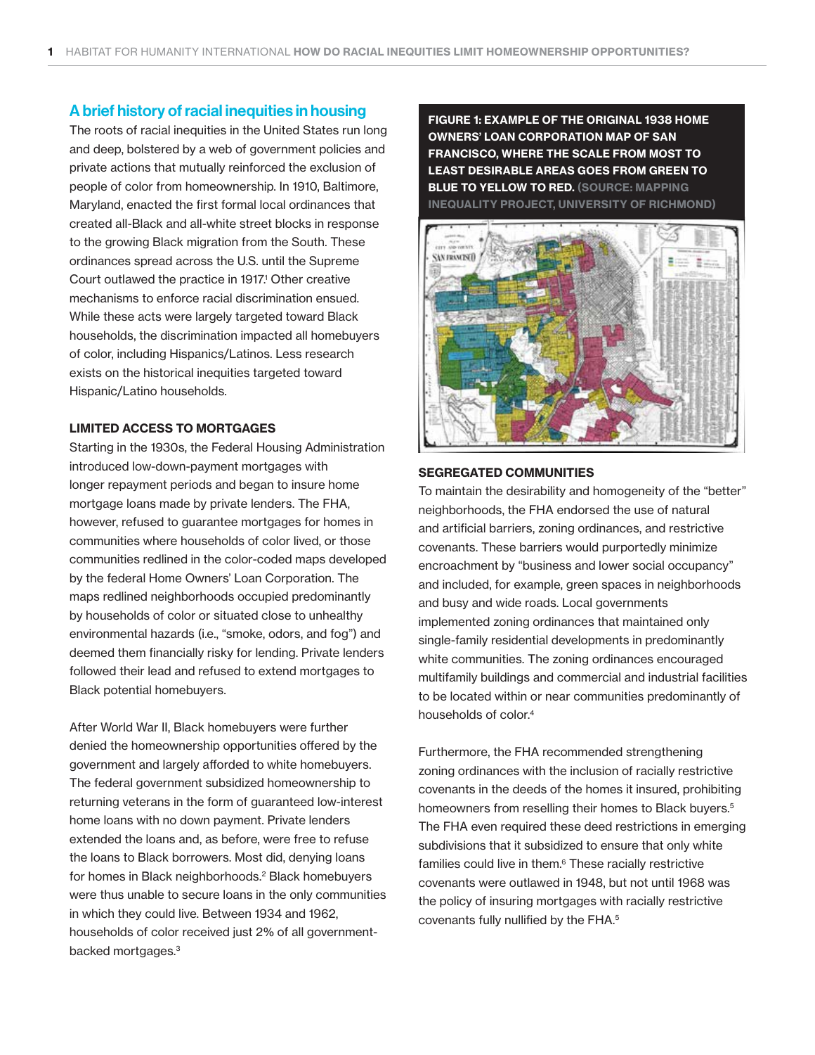## A brief history of racial inequities in housing

The roots of racial inequities in the United States run long and deep, bolstered by a web of government policies and private actions that mutually reinforced the exclusion of people of color from homeownership. In 1910, Baltimore, Maryland, enacted the first formal local ordinances that created all-Black and all-white street blocks in response to the growing Black migration from the South. These ordinances spread across the U.S. until the Supreme Court outlawed the practice in 1917.[1] Other creative mechanisms to enforce racial discrimination ensued. While these acts were largely targeted toward Black households, the discrimination impacted all homebuyers of color, including Hispanics/Latinos. Less research exists on the historical inequities targeted toward Hispanic/Latino households.

### LIMITED ACCESS TO MORTGAGES

Starting in the 1930s, the Federal Housing Administration introduced low-down-payment mortgages with longer repayment periods and began to insure home mortgage loans made by private lenders. The FHA, however, refused to guarantee mortgages for homes in communities where households of color lived, or those communities redlined in the color-coded maps developed by the federal Home Owners' Loan Corporation. The maps redlined neighborhoods occupied predominantly by households of color or situated close to unhealthy environmental hazards (i.e., "smoke, odors, and fog") and deemed them financially risky for lending. Private lenders followed their lead and refused to extend mortgages to Black potential homebuyers.

After World War II, Black homebuyers were further denied the homeownership opportunities offered by the government and largely afforded to white homebuyers. The federal government subsidized homeownership to returning veterans in the form of guaranteed low-interest home loans with no down payment. Private lenders extended the loans and, as before, were free to refuse the loans to Black borrowers. Most did, denying loans for homes in Black neighborhoods.[2] Black homebuyers were thus unable to secure loans in the only communities in which they could live. Between 1934 and 1962, households of color received just 2% of all government-backed mortgages.[3]

**FIGURE 1: EXAMPLE OF THE ORIGINAL 1938 HOME OWNERS' LOAN CORPORATION MAP OF SAN FRANCISCO, WHERE THE SCALE FROM MOST TO LEAST DESIRABLE AREAS GOES FROM GREEN TO BLUE TO YELLOW TO RED. (SOURCE: MAPPING INEQUALITY PROJECT, UNIVERSITY OF RICHMOND)**

### SEGREGATED COMMUNITIES

To maintain the desirability and homogeneity of the "better" neighborhoods, the FHA endorsed the use of natural and artificial barriers, zoning ordinances, and restrictive covenants. These barriers would purportedly minimize encroachment by "business and lower social occupancy" and included, for example, green spaces in neighborhoods and busy and wide roads. Local governments implemented zoning ordinances that maintained only single-family residential developments in predominantly white communities. The zoning ordinances encouraged multifamily buildings and commercial and industrial facilities to be located within or near communities predominantly of households of color.[4]

Furthermore, the FHA recommended strengthening zoning ordinances with the inclusion of racially restrictive covenants in the deeds of the homes it insured, prohibiting homeowners from reselling their homes to Black buyers.[5] The FHA even required these deed restrictions in emerging subdivisions that it subsidized to ensure that only white families could live in them.[6] These racially restrictive covenants were outlawed in 1948, but not until 1968 was the policy of insuring mortgages with racially restrictive covenants fully nullified by the FHA.[5]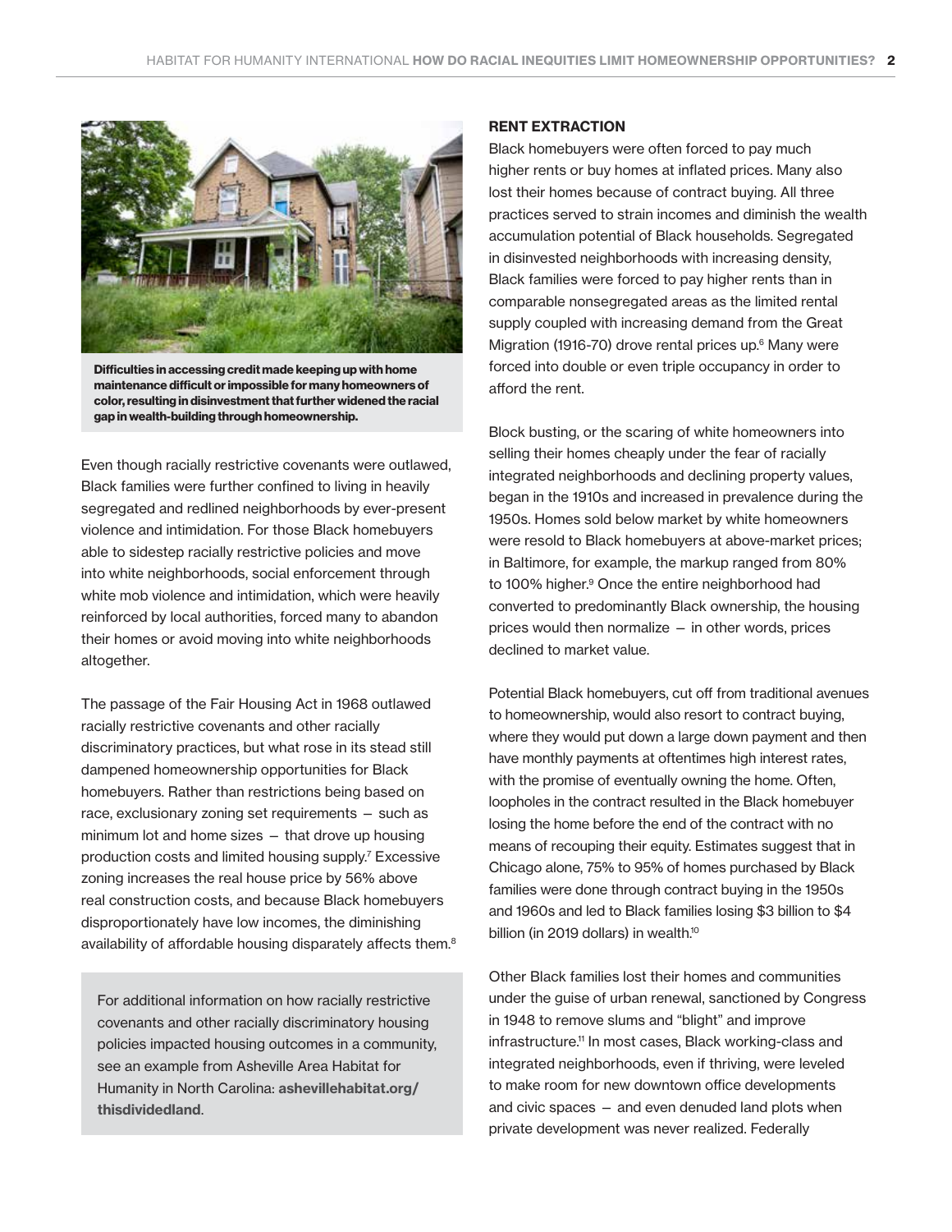Difficulties in accessing credit made keeping up with home maintenance difficult or impossible for many homeowners of color, resulting in disinvestment that further widened the racial gap in wealth-building through homeownership.

Even though racially restrictive covenants were outlawed, Black families were further confined to living in heavily segregated and redlined neighborhoods by ever-present violence and intimidation. For those Black homebuyers able to sidestep racially restrictive policies and move into white neighborhoods, social enforcement through white mob violence and intimidation, which were heavily reinforced by local authorities, forced many to abandon their homes or avoid moving into white neighborhoods altogether.

The passage of the Fair Housing Act in 1968 outlawed racially restrictive covenants and other racially discriminatory practices, but what rose in its stead still dampened homeownership opportunities for Black homebuyers. Rather than restrictions being based on race, exclusionary zoning set requirements — such as minimum lot and home sizes — that drove up housing production costs and limited housing supply.[7] Excessive zoning increases the real house price by 56% above real construction costs, and because Black homebuyers disproportionately have low incomes, the diminishing availability of affordable housing disparately affects them.[8]

> For additional information on how racially restrictive covenants and other racially discriminatory housing policies impacted housing outcomes in a community, see an example from Asheville Area Habitat for Humanity in North Carolina: **ashevillehabitat.org/thisdividedland**.

### RENT EXTRACTION

Black homebuyers were often forced to pay much higher rents or buy homes at inflated prices. Many also lost their homes because of contract buying. All three practices served to strain incomes and diminish the wealth accumulation potential of Black households. Segregated in disinvested neighborhoods with increasing density, Black families were forced to pay higher rents than in comparable nonsegregated areas as the limited rental supply coupled with increasing demand from the Great Migration (1916-70) drove rental prices up.[6] Many were forced into double or even triple occupancy in order to afford the rent.

Block busting, or the scaring of white homeowners into selling their homes cheaply under the fear of racially integrated neighborhoods and declining property values, began in the 1910s and increased in prevalence during the 1950s. Homes sold below market by white homeowners were resold to Black homebuyers at above-market prices; in Baltimore, for example, the markup ranged from 80% to 100% higher.[9] Once the entire neighborhood had converted to predominantly Black ownership, the housing prices would then normalize — in other words, prices declined to market value.

Potential Black homebuyers, cut off from traditional avenues to homeownership, would also resort to contract buying, where they would put down a large down payment and then have monthly payments at oftentimes high interest rates, with the promise of eventually owning the home. Often, loopholes in the contract resulted in the Black homebuyer losing the home before the end of the contract with no means of recouping their equity. Estimates suggest that in Chicago alone, 75% to 95% of homes purchased by Black families were done through contract buying in the 1950s and 1960s and led to Black families losing $3 billion to $4 billion (in 2019 dollars) in wealth.[10]

Other Black families lost their homes and communities under the guise of urban renewal, sanctioned by Congress in 1948 to remove slums and "blight" and improve infrastructure.[11] In most cases, Black working-class and integrated neighborhoods, even if thriving, were leveled to make room for new downtown office developments and civic spaces — and even denuded land plots when private development was never realized. Federally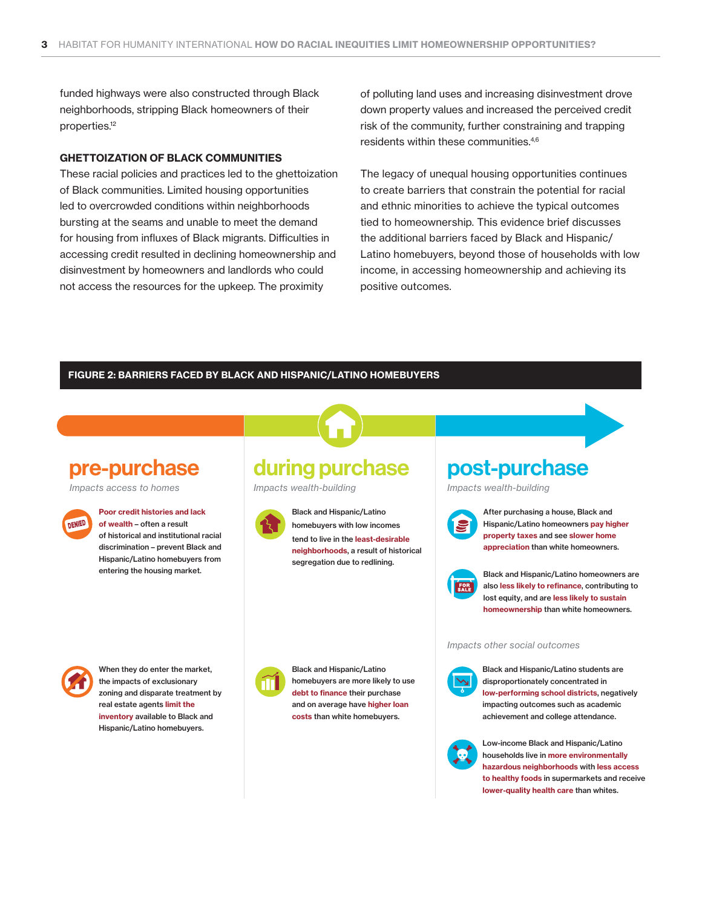funded highways were also constructed through Black neighborhoods, stripping Black homeowners of their properties.[12]

## GHETTOIZATION OF BLACK COMMUNITIES

These racial policies and practices led to the ghettoization of Black communities. Limited housing opportunities led to overcrowded conditions within neighborhoods bursting at the seams and unable to meet the demand for housing from influxes of Black migrants. Difficulties in accessing credit resulted in declining homeownership and disinvestment by homeowners and landlords who could not access the resources for the upkeep. The proximity of polluting land uses and increasing disinvestment drove down property values and increased the perceived credit risk of the community, further constraining and trapping residents within these communities.[4,6]

The legacy of unequal housing opportunities continues to create barriers that constrain the potential for racial and ethnic minorities to achieve the typical outcomes tied to homeownership. This evidence brief discusses the additional barriers faced by Black and Hispanic/Latino homebuyers, beyond those of households with low income, in accessing homeownership and achieving its positive outcomes.

## FIGURE 2: BARRIERS FACED BY BLACK AND HISPANIC/LATINO HOMEBUYERS

### pre-purchase

*Impacts access to homes*

- **Poor credit histories and lack of wealth** – often a result of historical and institutional racial discrimination – prevent Black and Hispanic/Latino homebuyers from entering the housing market.
- When they do enter the market, the impacts of exclusionary zoning and disparate treatment by real estate agents **limit the inventory** available to Black and Hispanic/Latino homebuyers.

### during purchase

*Impacts wealth-building*

- Black and Hispanic/Latino homebuyers with low incomes tend to live in the **least-desirable neighborhoods**, a result of historical segregation due to redlining.
- Black and Hispanic/Latino homebuyers are more likely to use **debt to finance** their purchase and on average have **higher loan costs** than white homebuyers.

### post-purchase

*Impacts wealth-building*

- After purchasing a house, Black and Hispanic/Latino homeowners **pay higher property taxes** and see **slower home appreciation** than white homeowners.
- Black and Hispanic/Latino homeowners are also **less likely to refinance**, contributing to lost equity, and are **less likely to sustain homeownership** than white homeowners.

*Impacts other social outcomes*

- Black and Hispanic/Latino students are disproportionately concentrated in **low-performing school districts**, negatively impacting outcomes such as academic achievement and college attendance.
- Low-income Black and Hispanic/Latino households live in **more environmentally hazardous neighborhoods** with **less access to healthy foods** in supermarkets and receive **lower-quality health care** than whites.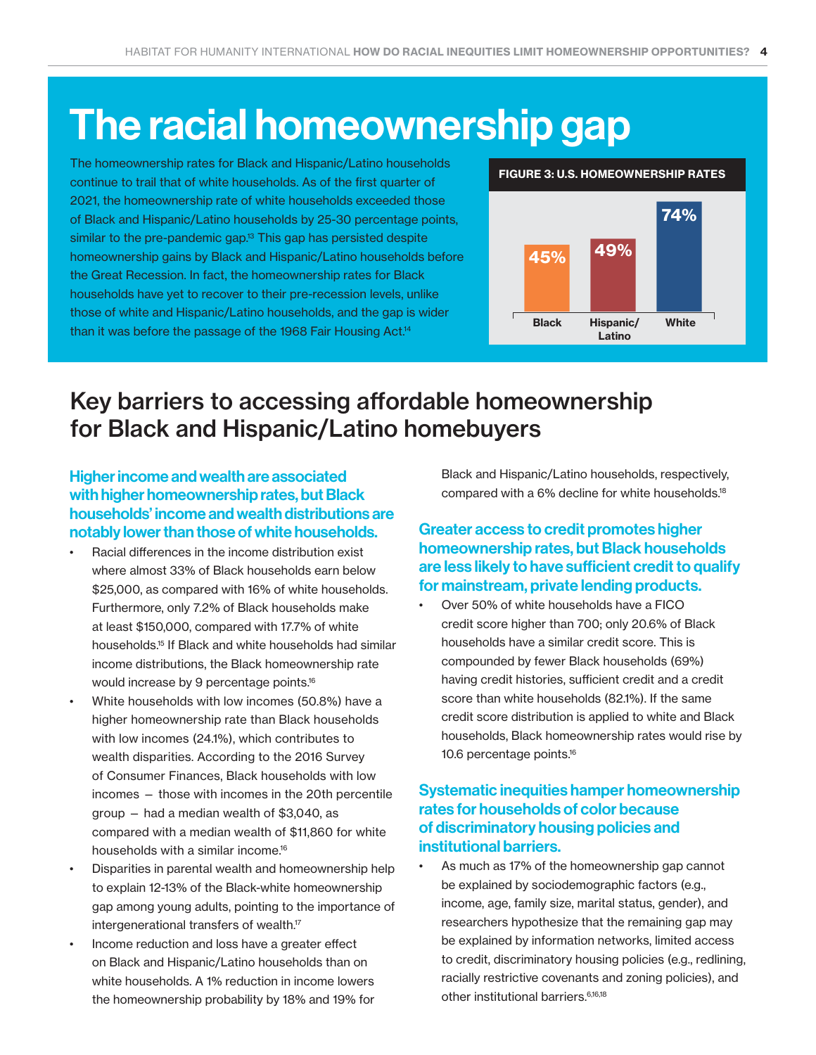# The racial homeownership gap

The homeownership rates for Black and Hispanic/Latino households continue to trail that of white households. As of the first quarter of 2021, the homeownership rate of white households exceeded those of Black and Hispanic/Latino households by 25-30 percentage points, similar to the pre-pandemic gap.[13] This gap has persisted despite homeownership gains by Black and Hispanic/Latino households before the Great Recession. In fact, the homeownership rates for Black households have yet to recover to their pre-recession levels, unlike those of white and Hispanic/Latino households, and the gap is wider than it was before the passage of the 1968 Fair Housing Act.[14]

**FIGURE 3: U.S. HOMEOWNERSHIP RATES**

| Black | Hispanic/Latino | White |
|---|---|---|
| 45% | 49% | 74% |

## Key barriers to accessing affordable homeownership for Black and Hispanic/Latino homebuyers

### Higher income and wealth are associated with higher homeownership rates, but Black households' income and wealth distributions are notably lower than those of white households.

- Racial differences in the income distribution exist where almost 33% of Black households earn below $25,000, as compared with 16% of white households. Furthermore, only 7.2% of Black households make at least $150,000, compared with 17.7% of white households.[15] If Black and white households had similar income distributions, the Black homeownership rate would increase by 9 percentage points.[16]
- White households with low incomes (50.8%) have a higher homeownership rate than Black households with low incomes (24.1%), which contributes to wealth disparities. According to the 2016 Survey of Consumer Finances, Black households with low incomes – those with incomes in the 20th percentile group – had a median wealth of $3,040, as compared with a median wealth of $11,860 for white households with a similar income.[16]
- Disparities in parental wealth and homeownership help to explain 12-13% of the Black-white homeownership gap among young adults, pointing to the importance of intergenerational transfers of wealth.[17]
- Income reduction and loss have a greater effect on Black and Hispanic/Latino households than on white households. A 1% reduction in income lowers the homeownership probability by 18% and 19% for Black and Hispanic/Latino households, respectively, compared with a 6% decline for white households.[18]

### Greater access to credit promotes higher homeownership rates, but Black households are less likely to have sufficient credit to qualify for mainstream, private lending products.

- Over 50% of white households have a FICO credit score higher than 700; only 20.6% of Black households have a similar credit score. This is compounded by fewer Black households (69%) having credit histories, sufficient credit and a credit score than white households (82.1%). If the same credit score distribution is applied to white and Black households, Black homeownership rates would rise by 10.6 percentage points.[16]

### Systematic inequities hamper homeownership rates for households of color because of discriminatory housing policies and institutional barriers.

- As much as 17% of the homeownership gap cannot be explained by sociodemographic factors (e.g., income, age, family size, marital status, gender), and researchers hypothesize that the remaining gap may be explained by information networks, limited access to credit, discriminatory housing policies (e.g., redlining, racially restrictive covenants and zoning policies), and other institutional barriers.[6,16,18]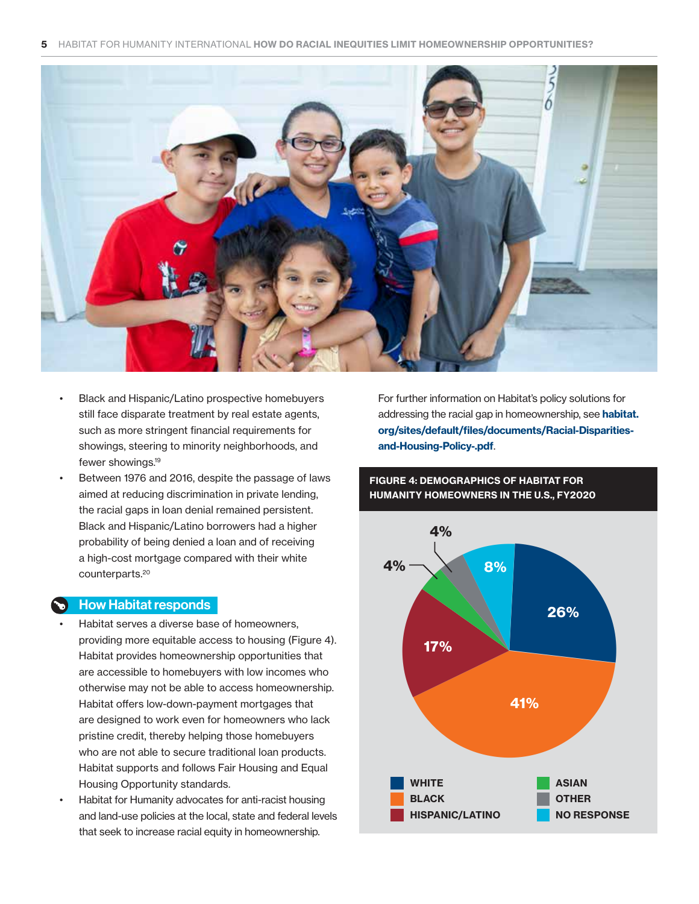- Black and Hispanic/Latino prospective homebuyers still face disparate treatment by real estate agents, such as more stringent financial requirements for showings, steering to minority neighborhoods, and fewer showings.[19]
- Between 1976 and 2016, despite the passage of laws aimed at reducing discrimination in private lending, the racial gaps in loan denial remained persistent. Black and Hispanic/Latino borrowers had a higher probability of being denied a loan and of receiving a high-cost mortgage compared with their white counterparts.[20]

## How Habitat responds

- Habitat serves a diverse base of homeowners, providing more equitable access to housing (Figure 4). Habitat provides homeownership opportunities that are accessible to homebuyers with low incomes who otherwise may not be able to access homeownership. Habitat offers low-down-payment mortgages that are designed to work even for homeowners who lack pristine credit, thereby helping those homebuyers who are not able to secure traditional loan products. Habitat supports and follows Fair Housing and Equal Housing Opportunity standards.
- Habitat for Humanity advocates for anti-racist housing and land-use policies at the local, state and federal levels that seek to increase racial equity in homeownership.

For further information on Habitat's policy solutions for addressing the racial gap in homeownership, see **habitat.org/sites/default/files/documents/Racial-Disparities-and-Housing-Policy-.pdf**.

**FIGURE 4: DEMOGRAPHICS OF HABITAT FOR HUMANITY HOMEOWNERS IN THE U.S., FY2020**

| Group | Percentage |
|---|---|
| White | 26% |
| Black | 41% |
| Hispanic/Latino | 17% |
| Asian | 4% |
| Other | 4% |
| No response | 8% |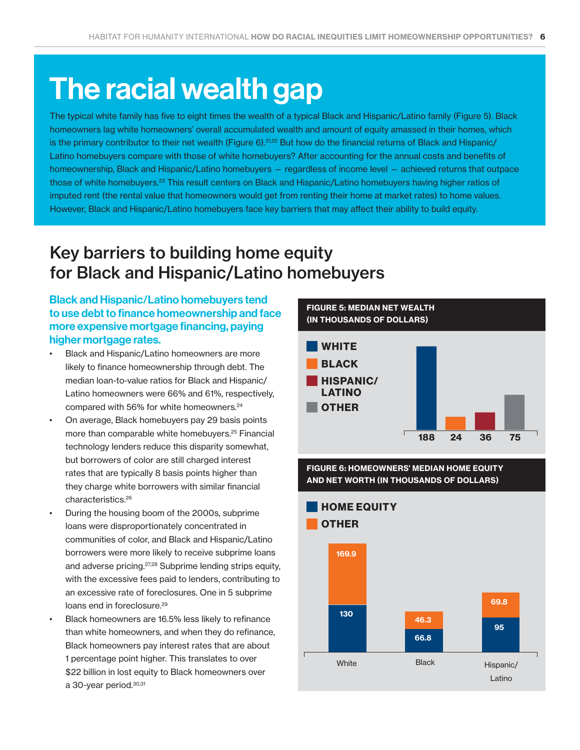# The racial wealth gap

The typical white family has five to eight times the wealth of a typical Black and Hispanic/Latino family (Figure 5). Black homeowners lag white homeowners' overall accumulated wealth and amount of equity amassed in their homes, which is the primary contributor to their net wealth (Figure 6).[21,22] But how do the financial returns of Black and Hispanic/Latino homebuyers compare with those of white homebuyers? After accounting for the annual costs and benefits of homeownership, Black and Hispanic/Latino homebuyers – regardless of income level – achieved returns that outpace those of white homebuyers.[23] This result centers on Black and Hispanic/Latino homebuyers having higher ratios of imputed rent (the rental value that homeowners would get from renting their home at market rates) to home values. However, Black and Hispanic/Latino homebuyers face key barriers that may affect their ability to build equity.

## Key barriers to building home equity for Black and Hispanic/Latino homebuyers

### Black and Hispanic/Latino homebuyers tend to use debt to finance homeownership and face more expensive mortgage financing, paying higher mortgage rates.

- Black and Hispanic/Latino homeowners are more likely to finance homeownership through debt. The median loan-to-value ratios for Black and Hispanic/Latino homeowners were 66% and 61%, respectively, compared with 56% for white homeowners.[24]
- On average, Black homebuyers pay 29 basis points more than comparable white homebuyers.[25] Financial technology lenders reduce this disparity somewhat, but borrowers of color are still charged interest rates that are typically 8 basis points higher than they charge white borrowers with similar financial characteristics.[26]
- During the housing boom of the 2000s, subprime loans were disproportionately concentrated in communities of color, and Black and Hispanic/Latino borrowers were more likely to receive subprime loans and adverse pricing.[27,28] Subprime lending strips equity, with the excessive fees paid to lenders, contributing to an excessive rate of foreclosures. One in 5 subprime loans end in foreclosure.[29]
- Black homeowners are 16.5% less likely to refinance than white homeowners, and when they do refinance, Black homeowners pay interest rates that are about 1 percentage point higher. This translates to over $22 billion in lost equity to Black homeowners over a 30-year period.[30,31]

**FIGURE 5: MEDIAN NET WEALTH (IN THOUSANDS OF DOLLARS)**

| White | Black | Hispanic/Latino | Other |
|---|---|---|---|
| 188 | 24 | 36 | 75 |

**FIGURE 6: HOMEOWNERS' MEDIAN HOME EQUITY AND NET WORTH (IN THOUSANDS OF DOLLARS)**

| | Home Equity | Other |
|---|---|---|
| White | 130 | 169.9 |
| Black | 66.8 | 46.3 |
| Hispanic/Latino | 95 | 69.8 |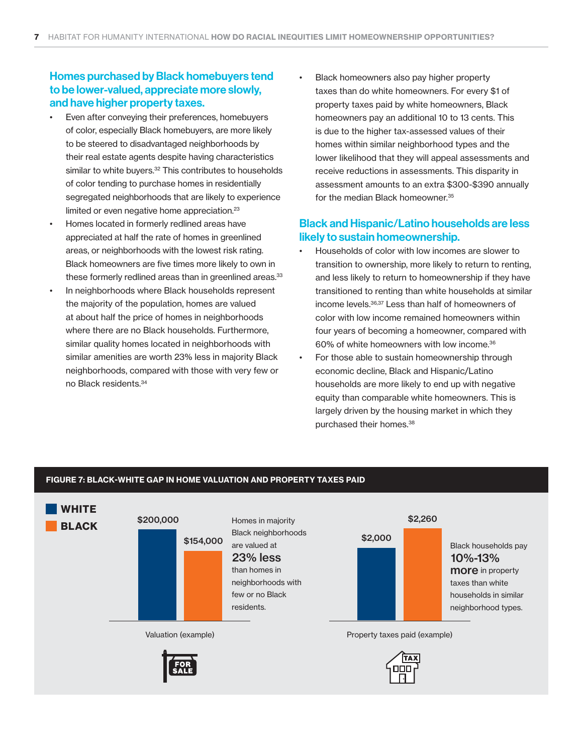## Homes purchased by Black homebuyers tend to be lower-valued, appreciate more slowly, and have higher property taxes.

- Even after conveying their preferences, homebuyers of color, especially Black homebuyers, are more likely to be steered to disadvantaged neighborhoods by their real estate agents despite having characteristics similar to white buyers.[32] This contributes to households of color tending to purchase homes in residentially segregated neighborhoods that are likely to experience limited or even negative home appreciation.[23]
- Homes located in formerly redlined areas have appreciated at half the rate of homes in greenlined areas, or neighborhoods with the lowest risk rating. Black homeowners are five times more likely to own in these formerly redlined areas than in greenlined areas.[33]
- In neighborhoods where Black households represent the majority of the population, homes are valued at about half the price of homes in neighborhoods where there are no Black households. Furthermore, similar quality homes located in neighborhoods with similar amenities are worth 23% less in majority Black neighborhoods, compared with those with very few or no Black residents.[34]
- Black homeowners also pay higher property taxes than do white homeowners. For every $1 of property taxes paid by white homeowners, Black homeowners pay an additional 10 to 13 cents. This is due to the higher tax-assessed values of their homes within similar neighborhood types and the lower likelihood that they will appeal assessments and receive reductions in assessments. This disparity in assessment amounts to an extra $300-$390 annually for the median Black homeowner.[35]

## Black and Hispanic/Latino households are less likely to sustain homeownership.

- Households of color with low incomes are slower to transition to ownership, more likely to return to renting, and less likely to return to homeownership if they have transitioned to renting than white households at similar income levels.[36,37] Less than half of homeowners of color with low income remained homeowners within four years of becoming a homeowner, compared with 60% of white homeowners with low income.[36]
- For those able to sustain homeownership through economic decline, Black and Hispanic/Latino households are more likely to end up with negative equity than comparable white homeowners. This is largely driven by the housing market in which they purchased their homes.[38]

**FIGURE 7: BLACK-WHITE GAP IN HOME VALUATION AND PROPERTY TAXES PAID**

WHITE / BLACK

| | White | Black |
|---|---|---|
| Valuation (example) | $200,000 | $154,000 |
| Property taxes paid (example) | $2,000 | $2,260 |

Homes in majority Black neighborhoods are valued at **23% less** than homes in neighborhoods with few or no Black residents.

Black households pay **10%-13% more** in property taxes than white households in similar neighborhood types.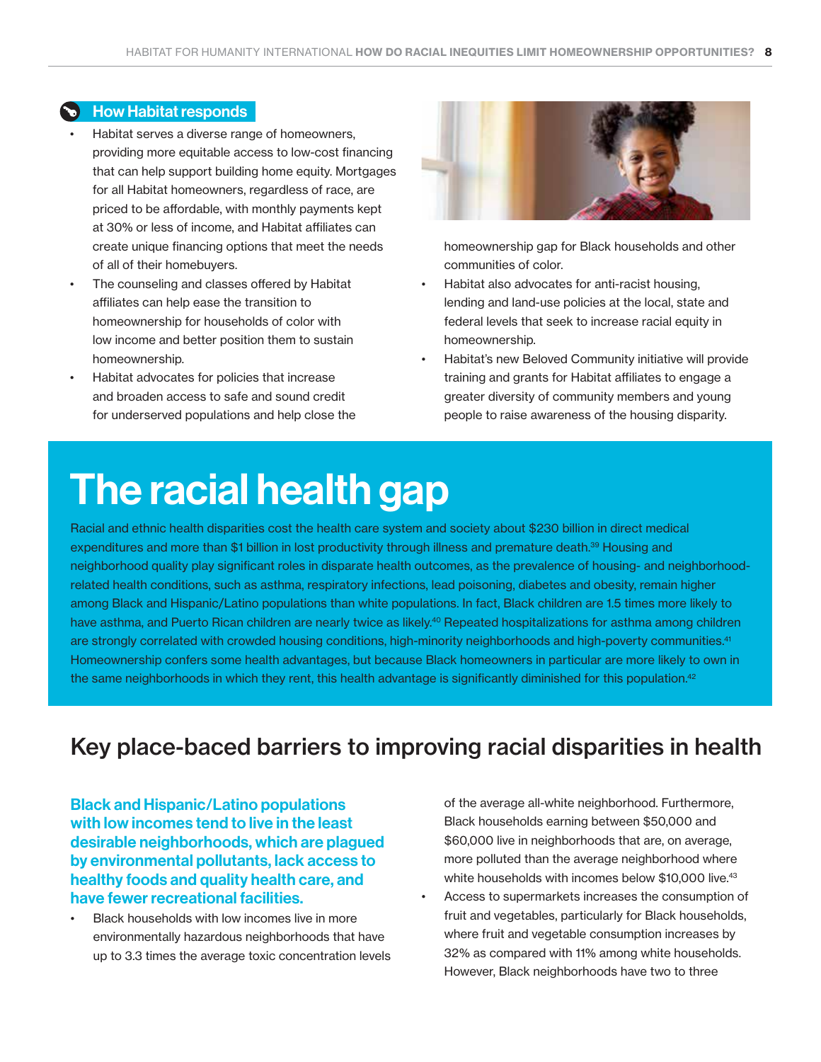### How Habitat responds

- Habitat serves a diverse range of homeowners, providing more equitable access to low-cost financing that can help support building home equity. Mortgages for all Habitat homeowners, regardless of race, are priced to be affordable, with monthly payments kept at 30% or less of income, and Habitat affiliates can create unique financing options that meet the needs of all of their homebuyers.
- The counseling and classes offered by Habitat affiliates can help ease the transition to homeownership for households of color with low income and better position them to sustain homeownership.
- Habitat advocates for policies that increase and broaden access to safe and sound credit for underserved populations and help close the homeownership gap for Black households and other communities of color.
- Habitat also advocates for anti-racist housing, lending and land-use policies at the local, state and federal levels that seek to increase racial equity in homeownership.
- Habitat's new Beloved Community initiative will provide training and grants for Habitat affiliates to engage a greater diversity of community members and young people to raise awareness of the housing disparity.

# The racial health gap

Racial and ethnic health disparities cost the health care system and society about $230 billion in direct medical expenditures and more than $1 billion in lost productivity through illness and premature death.[39] Housing and neighborhood quality play significant roles in disparate health outcomes, as the prevalence of housing- and neighborhood-related health conditions, such as asthma, respiratory infections, lead poisoning, diabetes and obesity, remain higher among Black and Hispanic/Latino populations than white populations. In fact, Black children are 1.5 times more likely to have asthma, and Puerto Rican children are nearly twice as likely.[40] Repeated hospitalizations for asthma among children are strongly correlated with crowded housing conditions, high-minority neighborhoods and high-poverty communities.[41] Homeownership confers some health advantages, but because Black homeowners in particular are more likely to own in the same neighborhoods in which they rent, this health advantage is significantly diminished for this population.[42]

## Key place-baced barriers to improving racial disparities in health

### Black and Hispanic/Latino populations with low incomes tend to live in the least desirable neighborhoods, which are plagued by environmental pollutants, lack access to healthy foods and quality health care, and have fewer recreational facilities.

- Black households with low incomes live in more environmentally hazardous neighborhoods that have up to 3.3 times the average toxic concentration levels of the average all-white neighborhood. Furthermore, Black households earning between $50,000 and $60,000 live in neighborhoods that are, on average, more polluted than the average neighborhood where white households with incomes below $10,000 live.[43]
- Access to supermarkets increases the consumption of fruit and vegetables, particularly for Black households, where fruit and vegetable consumption increases by 32% as compared with 11% among white households. However, Black neighborhoods have two to three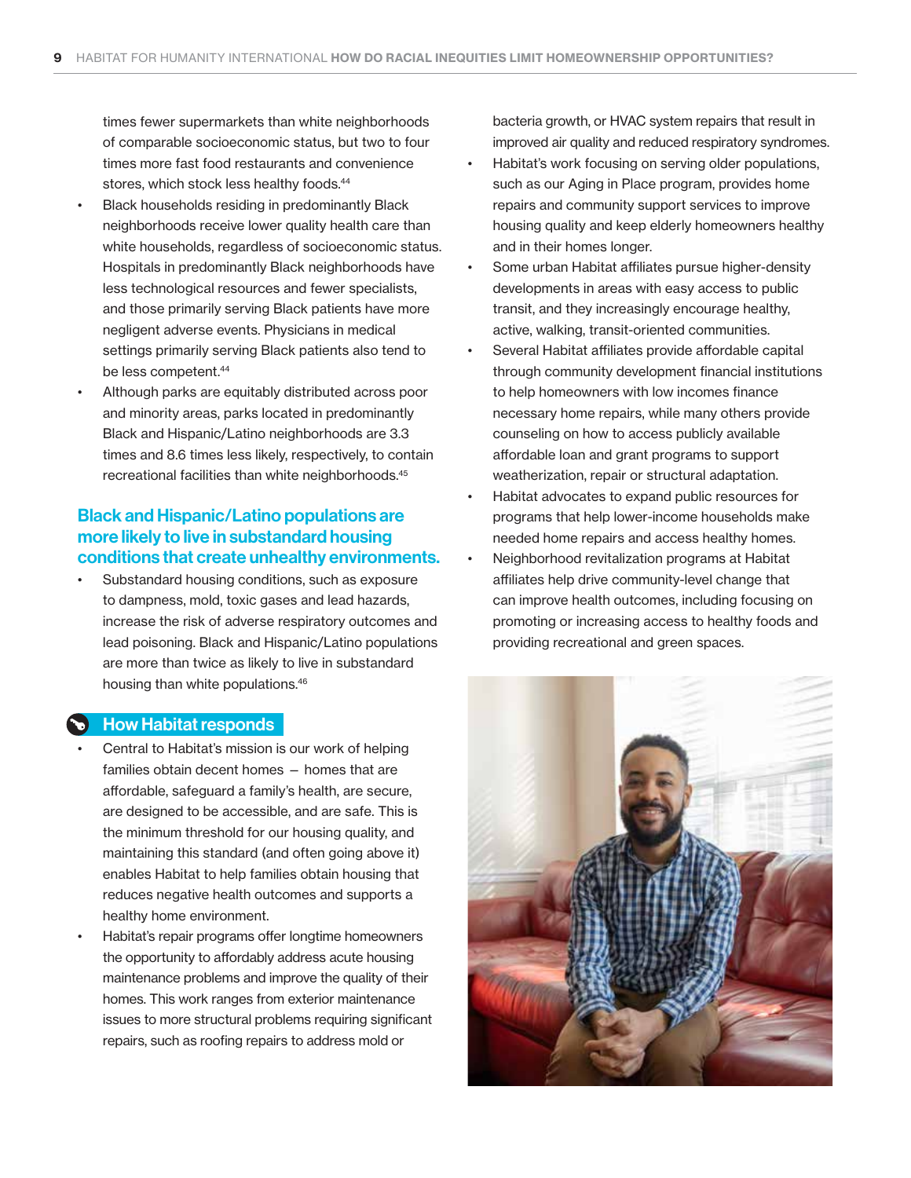times fewer supermarkets than white neighborhoods of comparable socioeconomic status, but two to four times more fast food restaurants and convenience stores, which stock less healthy foods.[44]

- Black households residing in predominantly Black neighborhoods receive lower quality health care than white households, regardless of socioeconomic status. Hospitals in predominantly Black neighborhoods have less technological resources and fewer specialists, and those primarily serving Black patients have more negligent adverse events. Physicians in medical settings primarily serving Black patients also tend to be less competent.[44]
- Although parks are equitably distributed across poor and minority areas, parks located in predominantly Black and Hispanic/Latino neighborhoods are 3.3 times and 8.6 times less likely, respectively, to contain recreational facilities than white neighborhoods.[45]

## Black and Hispanic/Latino populations are more likely to live in substandard housing conditions that create unhealthy environments.

- Substandard housing conditions, such as exposure to dampness, mold, toxic gases and lead hazards, increase the risk of adverse respiratory outcomes and lead poisoning. Black and Hispanic/Latino populations are more than twice as likely to live in substandard housing than white populations.[46]

### How Habitat responds

- Central to Habitat's mission is our work of helping families obtain decent homes – homes that are affordable, safeguard a family's health, are secure, are designed to be accessible, and are safe. This is the minimum threshold for our housing quality, and maintaining this standard (and often going above it) enables Habitat to help families obtain housing that reduces negative health outcomes and supports a healthy home environment.
- Habitat's repair programs offer longtime homeowners the opportunity to affordably address acute housing maintenance problems and improve the quality of their homes. This work ranges from exterior maintenance issues to more structural problems requiring significant repairs, such as roofing repairs to address mold or bacteria growth, or HVAC system repairs that result in improved air quality and reduced respiratory syndromes.
- Habitat's work focusing on serving older populations, such as our Aging in Place program, provides home repairs and community support services to improve housing quality and keep elderly homeowners healthy and in their homes longer.
- Some urban Habitat affiliates pursue higher-density developments in areas with easy access to public transit, and they increasingly encourage healthy, active, walking, transit-oriented communities.
- Several Habitat affiliates provide affordable capital through community development financial institutions to help homeowners with low incomes finance necessary home repairs, while many others provide counseling on how to access publicly available affordable loan and grant programs to support weatherization, repair or structural adaptation.
- Habitat advocates to expand public resources for programs that help lower-income households make needed home repairs and access healthy homes.
- Neighborhood revitalization programs at Habitat affiliates help drive community-level change that can improve health outcomes, including focusing on promoting or increasing access to healthy foods and providing recreational and green spaces.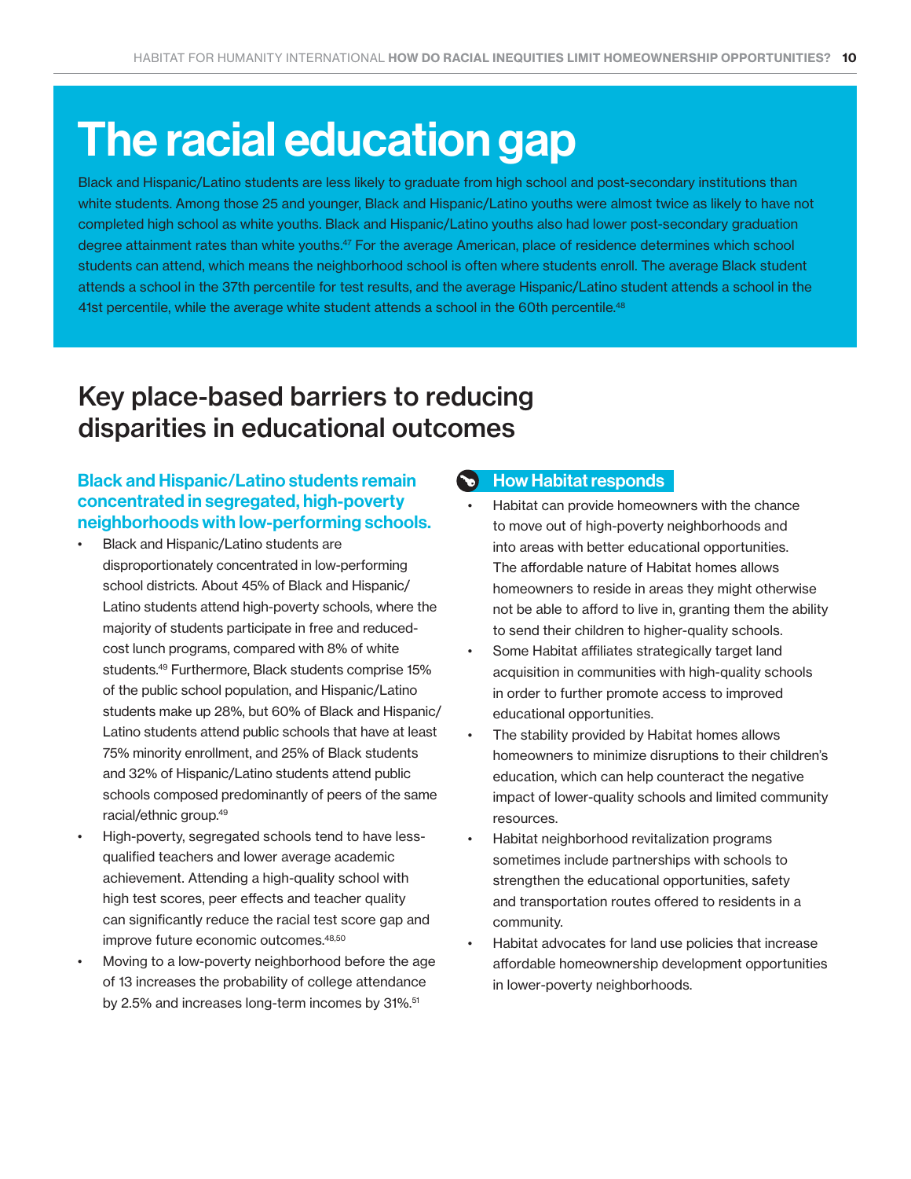# The racial education gap

Black and Hispanic/Latino students are less likely to graduate from high school and post-secondary institutions than white students. Among those 25 and younger, Black and Hispanic/Latino youths were almost twice as likely to have not completed high school as white youths. Black and Hispanic/Latino youths also had lower post-secondary graduation degree attainment rates than white youths.[47] For the average American, place of residence determines which school students can attend, which means the neighborhood school is often where students enroll. The average Black student attends a school in the 37th percentile for test results, and the average Hispanic/Latino student attends a school in the 41st percentile, while the average white student attends a school in the 60th percentile.[48]

## Key place-based barriers to reducing disparities in educational outcomes

### Black and Hispanic/Latino students remain concentrated in segregated, high-poverty neighborhoods with low-performing schools.

- Black and Hispanic/Latino students are disproportionately concentrated in low-performing school districts. About 45% of Black and Hispanic/Latino students attend high-poverty schools, where the majority of students participate in free and reduced-cost lunch programs, compared with 8% of white students.[49] Furthermore, Black students comprise 15% of the public school population, and Hispanic/Latino students make up 28%, but 60% of Black and Hispanic/Latino students attend public schools that have at least 75% minority enrollment, and 25% of Black students and 32% of Hispanic/Latino students attend public schools composed predominantly of peers of the same racial/ethnic group.[49]
- High-poverty, segregated schools tend to have less-qualified teachers and lower average academic achievement. Attending a high-quality school with high test scores, peer effects and teacher quality can significantly reduce the racial test score gap and improve future economic outcomes.[48,50]
- Moving to a low-poverty neighborhood before the age of 13 increases the probability of college attendance by 2.5% and increases long-term incomes by 31%.[51]

### How Habitat responds

- Habitat can provide homeowners with the chance to move out of high-poverty neighborhoods and into areas with better educational opportunities. The affordable nature of Habitat homes allows homeowners to reside in areas they might otherwise not be able to afford to live in, granting them the ability to send their children to higher-quality schools.
- Some Habitat affiliates strategically target land acquisition in communities with high-quality schools in order to further promote access to improved educational opportunities.
- The stability provided by Habitat homes allows homeowners to minimize disruptions to their children's education, which can help counteract the negative impact of lower-quality schools and limited community resources.
- Habitat neighborhood revitalization programs sometimes include partnerships with schools to strengthen the educational opportunities, safety and transportation routes offered to residents in a community.
- Habitat advocates for land use policies that increase affordable homeownership development opportunities in lower-poverty neighborhoods.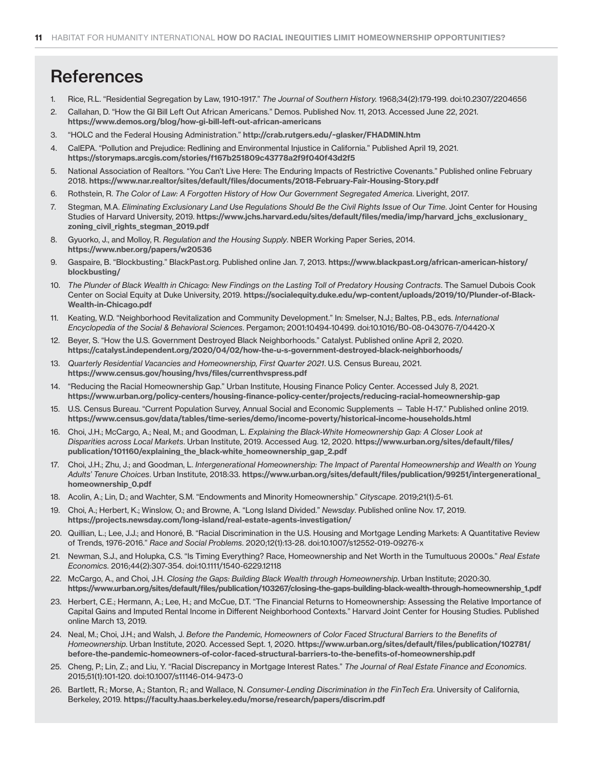# References

1. Rice, R.L. "Residential Segregation by Law, 1910-1917." *The Journal of Southern History*. 1968;34(2):179-199. doi:10.2307/2204656
2. Callahan, D. "How the GI Bill Left Out African Americans." Demos. Published Nov. 11, 2013. Accessed June 22, 2021. **https://www.demos.org/blog/how-gi-bill-left-out-african-americans**
3. "HOLC and the Federal Housing Administration." **http://crab.rutgers.edu/~glasker/FHADMIN.htm**
4. CalEPA. "Pollution and Prejudice: Redlining and Environmental Injustice in California." Published April 19, 2021. **https://storymaps.arcgis.com/stories/f167b251809c43778a2f9f040f43d2f5**
5. National Association of Realtors. "You Can't Live Here: The Enduring Impacts of Restrictive Covenants." Published online February 2018. **https://www.nar.realtor/sites/default/files/documents/2018-February-Fair-Housing-Story.pdf**
6. Rothstein, R. *The Color of Law: A Forgotten History of How Our Government Segregated America*. Liveright, 2017.
7. Stegman, M.A. *Eliminating Exclusionary Land Use Regulations Should Be the Civil Rights Issue of Our Time*. Joint Center for Housing Studies of Harvard University, 2019. **https://www.jchs.harvard.edu/sites/default/files/media/imp/harvard_jchs_exclusionary_zoning_civil_rights_stegman_2019.pdf**
8. Gyuorko, J., and Molloy, R. *Regulation and the Housing Supply*. NBER Working Paper Series, 2014. **https://www.nber.org/papers/w20536**
9. Gaspaire, B. "Blockbusting." BlackPast.org. Published online Jan. 7, 2013. **https://www.blackpast.org/african-american-history/blockbusting/**
10. *The Plunder of Black Wealth in Chicago: New Findings on the Lasting Toll of Predatory Housing Contracts*. The Samuel Dubois Cook Center on Social Equity at Duke University, 2019. **https://socialequity.duke.edu/wp-content/uploads/2019/10/Plunder-of-Black-Wealth-in-Chicago.pdf**
11. Keating, W.D. "Neighborhood Revitalization and Community Development." In: Smelser, N.J.; Baltes, P.B., eds. *International Encyclopedia of the Social & Behavioral Sciences*. Pergamon; 2001:10494-10499. doi:10.1016/B0-08-043076-7/04420-X
12. Beyer, S. "How the U.S. Government Destroyed Black Neighborhoods." Catalyst. Published online April 2, 2020. **https://catalyst.independent.org/2020/04/02/how-the-u-s-government-destroyed-black-neighborhoods/**
13. *Quarterly Residential Vacancies and Homeownership, First Quarter 2021*. U.S. Census Bureau, 2021. **https://www.census.gov/housing/hvs/files/currenthvspress.pdf**
14. "Reducing the Racial Homeownership Gap." Urban Institute, Housing Finance Policy Center. Accessed July 8, 2021. **https://www.urban.org/policy-centers/housing-finance-policy-center/projects/reducing-racial-homeownership-gap**
15. U.S. Census Bureau. "Current Population Survey, Annual Social and Economic Supplements — Table H-17." Published online 2019. **https://www.census.gov/data/tables/time-series/demo/income-poverty/historical-income-households.html**
16. Choi, J.H.; McCargo, A.; Neal, M.; and Goodman, L. *Explaining the Black-White Homeownership Gap: A Closer Look at Disparities across Local Markets*. Urban Institute, 2019. Accessed Aug. 12, 2020. **https://www.urban.org/sites/default/files/publication/101160/explaining_the_black-white_homeownership_gap_2.pdf**
17. Choi, J.H.; Zhu, J.; and Goodman, L. *Intergenerational Homeownership: The Impact of Parental Homeownership and Wealth on Young Adults' Tenure Choices*. Urban Institute, 2018:33. **https://www.urban.org/sites/default/files/publication/99251/intergenerational_homeownership_0.pdf**
18. Acolin, A.; Lin, D.; and Wachter, S.M. "Endowments and Minority Homeownership." *Cityscape*. 2019;21(1):5-61.
19. Choi, A.; Herbert, K.; Winslow, O.; and Browne, A. "Long Island Divided." *Newsday*. Published online Nov. 17, 2019. **https://projects.newsday.com/long-island/real-estate-agents-investigation/**
20. Quillian, L.; Lee, J.J.; and Honoré, B. "Racial Discrimination in the U.S. Housing and Mortgage Lending Markets: A Quantitative Review of Trends, 1976-2016." *Race and Social Problems*. 2020;12(1):13-28. doi:10.1007/s12552-019-09276-x
21. Newman, S.J., and Holupka, C.S. "Is Timing Everything? Race, Homeownership and Net Worth in the Tumultuous 2000s." *Real Estate Economics*. 2016;44(2):307-354. doi:10.1111/1540-6229.12118
22. McCargo, A., and Choi, J.H. *Closing the Gaps: Building Black Wealth through Homeownership*. Urban Institute; 2020:30. **https://www.urban.org/sites/default/files/publication/103267/closing-the-gaps-building-black-wealth-through-homeownership_1.pdf**
23. Herbert, C.E.; Hermann, A.; Lee, H.; and McCue, D.T. "The Financial Returns to Homeownership: Assessing the Relative Importance of Capital Gains and Imputed Rental Income in Different Neighborhood Contexts." Harvard Joint Center for Housing Studies. Published online March 13, 2019.
24. Neal, M.; Choi, J.H.; and Walsh, J. *Before the Pandemic, Homeowners of Color Faced Structural Barriers to the Benefits of Homeownership*. Urban Institute, 2020. Accessed Sept. 1, 2020. **https://www.urban.org/sites/default/files/publication/102781/before-the-pandemic-homeowners-of-color-faced-structural-barriers-to-the-benefits-of-homeownership.pdf**
25. Cheng, P.; Lin, Z.; and Liu, Y. "Racial Discrepancy in Mortgage Interest Rates." *The Journal of Real Estate Finance and Economics*. 2015;51(1):101-120. doi:10.1007/s11146-014-9473-0
26. Bartlett, R.; Morse, A.; Stanton, R.; and Wallace, N. *Consumer-Lending Discrimination in the FinTech Era*. University of California, Berkeley, 2019. **https://faculty.haas.berkeley.edu/morse/research/papers/discrim.pdf**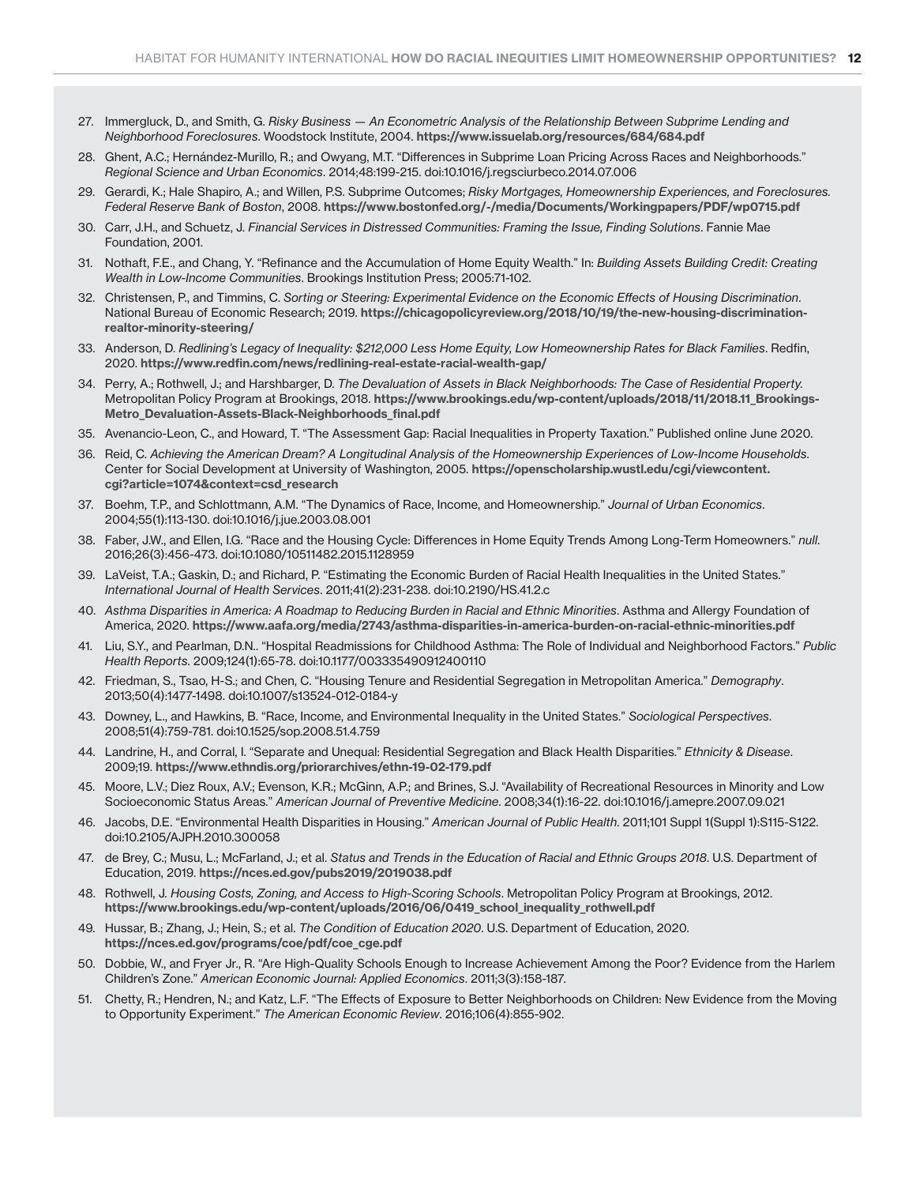27. Immergluck, D., and Smith, G. *Risky Business — An Econometric Analysis of the Relationship Between Subprime Lending and Neighborhood Foreclosures*. Woodstock Institute, 2004. **https://www.issuelab.org/resources/684/684.pdf**
28. Ghent, A.C.; Hernández-Murillo, R.; and Owyang, M.T. "Differences in Subprime Loan Pricing Across Races and Neighborhoods." *Regional Science and Urban Economics*. 2014;48:199-215. doi:10.1016/j.regsciurbeco.2014.07.006
29. Gerardi, K.; Hale Shapiro, A.; and Willen, P.S. Subprime Outcomes; *Risky Mortgages, Homeownership Experiences, and Foreclosures. Federal Reserve Bank of Boston*, 2008. **https://www.bostonfed.org/-/media/Documents/Workingpapers/PDF/wp0715.pdf**
30. Carr, J.H., and Schuetz, J. *Financial Services in Distressed Communities: Framing the Issue, Finding Solutions*. Fannie Mae Foundation, 2001.
31. Nothaft, F.E., and Chang, Y. "Refinance and the Accumulation of Home Equity Wealth." In: *Building Assets Building Credit: Creating Wealth in Low-Income Communities*. Brookings Institution Press; 2005:71-102.
32. Christensen, P., and Timmins, C. *Sorting or Steering: Experimental Evidence on the Economic Effects of Housing Discrimination*. National Bureau of Economic Research; 2019. **https://chicagopolicyreview.org/2018/10/19/the-new-housing-discrimination-realtor-minority-steering/**
33. Anderson, D. *Redlining's Legacy of Inequality: $212,000 Less Home Equity, Low Homeownership Rates for Black Families*. Redfin, 2020. **https://www.redfin.com/news/redlining-real-estate-racial-wealth-gap/**
34. Perry, A.; Rothwell, J.; and Harshbarger, D. *The Devaluation of Assets in Black Neighborhoods: The Case of Residential Property.* Metropolitan Policy Program at Brookings, 2018. **https://www.brookings.edu/wp-content/uploads/2018/11/2018.11_Brookings-Metro_Devaluation-Assets-Black-Neighborhoods_final.pdf**
35. Avenancio-Leon, C., and Howard, T. "The Assessment Gap: Racial Inequalities in Property Taxation." Published online June 2020.
36. Reid, C. *Achieving the American Dream? A Longitudinal Analysis of the Homeownership Experiences of Low-Income Households*. Center for Social Development at University of Washington, 2005. **https://openscholarship.wustl.edu/cgi/viewcontent.cgi?article=1074&context=csd_research**
37. Boehm, T.P., and Schlottmann, A.M. "The Dynamics of Race, Income, and Homeownership." *Journal of Urban Economics*. 2004;55(1):113-130. doi:10.1016/j.jue.2003.08.001
38. Faber, J.W., and Ellen, I.G. "Race and the Housing Cycle: Differences in Home Equity Trends Among Long-Term Homeowners." *null*. 2016;26(3):456-473. doi:10.1080/10511482.2015.1128959
39. LaVeist, T.A.; Gaskin, D.; and Richard, P. "Estimating the Economic Burden of Racial Health Inequalities in the United States." *International Journal of Health Services*. 2011;41(2):231-238. doi:10.2190/HS.41.2.c
40. *Asthma Disparities in America: A Roadmap to Reducing Burden in Racial and Ethnic Minorities*. Asthma and Allergy Foundation of America, 2020. **https://www.aafa.org/media/2743/asthma-disparities-in-america-burden-on-racial-ethnic-minorities.pdf**
41. Liu, S.Y., and Pearlman, D.N.. "Hospital Readmissions for Childhood Asthma: The Role of Individual and Neighborhood Factors." *Public Health Reports*. 2009;124(1):65-78. doi:10.1177/003335490912400110
42. Friedman, S., Tsao, H-S.; and Chen, C. "Housing Tenure and Residential Segregation in Metropolitan America." *Demography*. 2013;50(4):1477-1498. doi:10.1007/s13524-012-0184-y
43. Downey, L., and Hawkins, B. "Race, Income, and Environmental Inequality in the United States." *Sociological Perspectives*. 2008;51(4):759-781. doi:10.1525/sop.2008.51.4.759
44. Landrine, H., and Corral, I. "Separate and Unequal: Residential Segregation and Black Health Disparities." *Ethnicity & Disease*. 2009;19. **https://www.ethndis.org/priorarchives/ethn-19-02-179.pdf**
45. Moore, L.V.; Diez Roux, A.V.; Evenson, K.R.; McGinn, A.P.; and Brines, S.J. "Availability of Recreational Resources in Minority and Low Socioeconomic Status Areas." *American Journal of Preventive Medicine*. 2008;34(1):16-22. doi:10.1016/j.amepre.2007.09.021
46. Jacobs, D.E. "Environmental Health Disparities in Housing." *American Journal of Public Health*. 2011;101 Suppl 1(Suppl 1):S115-S122. doi:10.2105/AJPH.2010.300058
47. de Brey, C.; Musu, L.; McFarland, J.; et al. *Status and Trends in the Education of Racial and Ethnic Groups 2018*. U.S. Department of Education, 2019. **https://nces.ed.gov/pubs2019/2019038.pdf**
48. Rothwell, J. *Housing Costs, Zoning, and Access to High-Scoring Schools*. Metropolitan Policy Program at Brookings, 2012. **https://www.brookings.edu/wp-content/uploads/2016/06/0419_school_inequality_rothwell.pdf**
49. Hussar, B.; Zhang, J.; Hein, S.; et al. *The Condition of Education 2020*. U.S. Department of Education, 2020. **https://nces.ed.gov/programs/coe/pdf/coe_cge.pdf**
50. Dobbie, W., and Fryer Jr., R. "Are High-Quality Schools Enough to Increase Achievement Among the Poor? Evidence from the Harlem Children's Zone." *American Economic Journal: Applied Economics*. 2011;3(3):158-187.
51. Chetty, R.; Hendren, N.; and Katz, L.F. "The Effects of Exposure to Better Neighborhoods on Children: New Evidence from the Moving to Opportunity Experiment." *The American Economic Review*. 2016;106(4):855-902.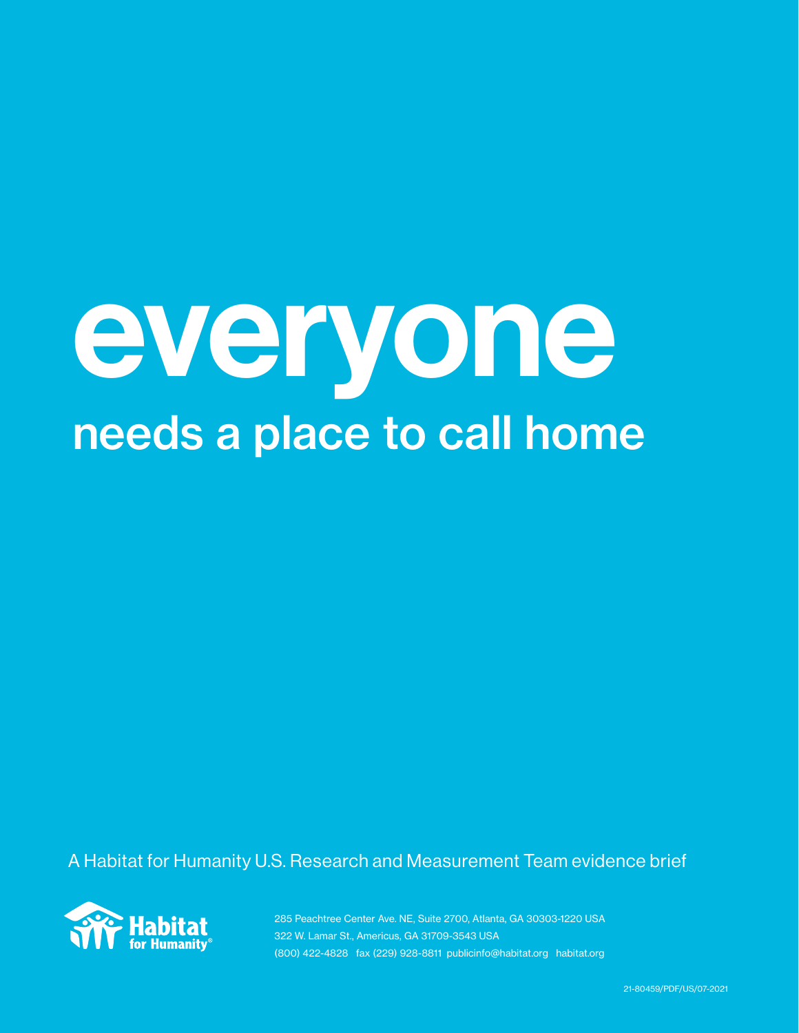# everyone

## needs a place to call home

A Habitat for Humanity U.S. Research and Measurement Team evidence brief

Habitat for Humanity®

285 Peachtree Center Ave. NE, Suite 2700, Atlanta, GA 30303-1220 USA
322 W. Lamar St., Americus, GA 31709-3543 USA
(800) 422-4828 fax (229) 928-8811 publicinfo@habitat.org habitat.org

21-80459/PDF/US/07-2021